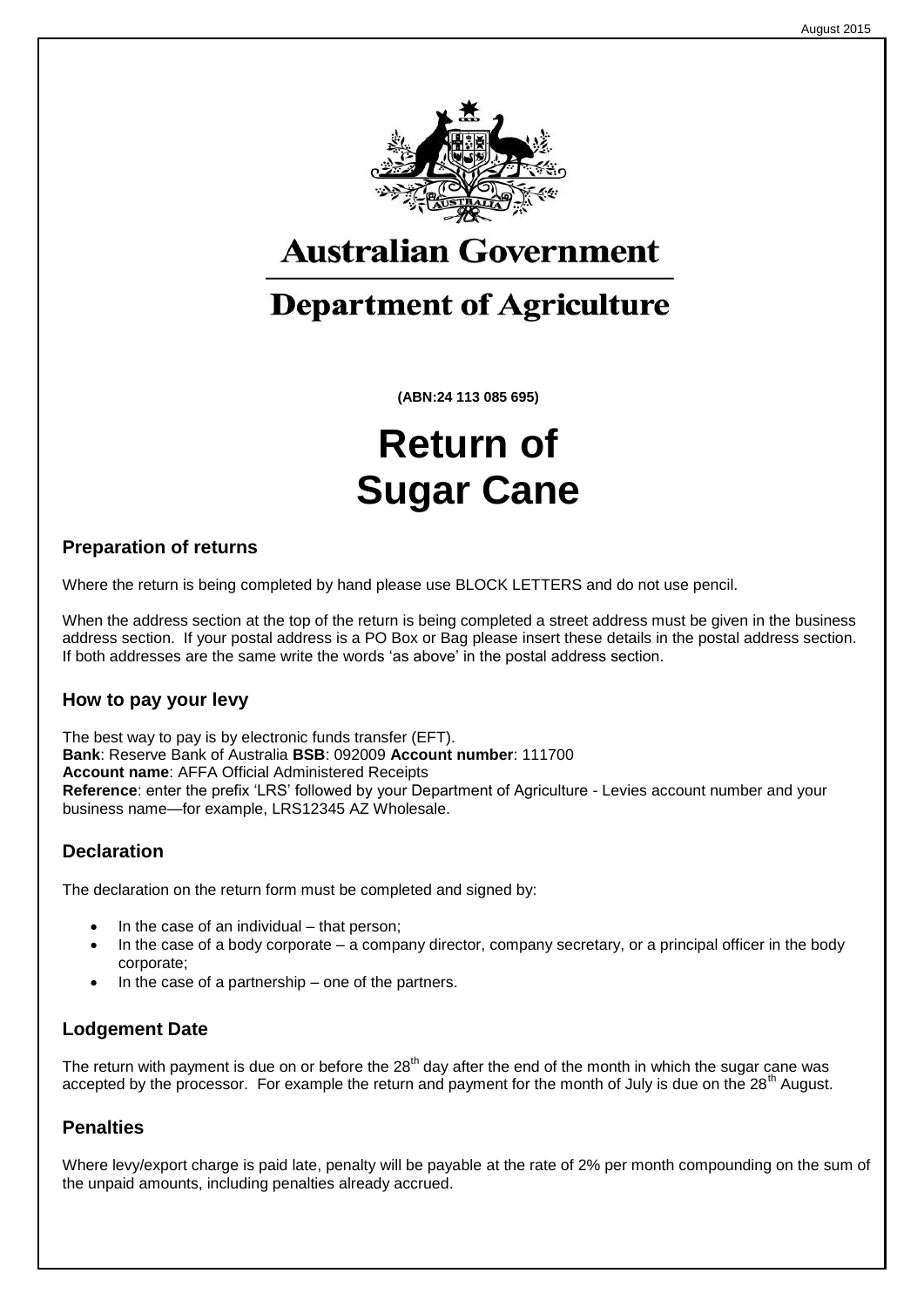August 2015

Australian Government

Department of Agriculture

**(ABN:24 113 085 695)**

# Return of Sugar Cane

## Preparation of returns

Where the return is being completed by hand please use BLOCK LETTERS and do not use pencil.

When the address section at the top of the return is being completed a street address must be given in the business address section. If your postal address is a PO Box or Bag please insert these details in the postal address section. If both addresses are the same write the words 'as above' in the postal address section.

## How to pay your levy

The best way to pay is by electronic funds transfer (EFT).
**Bank**: Reserve Bank of Australia **BSB**: 092009 **Account number**: 111700
**Account name**: AFFA Official Administered Receipts
**Reference**: enter the prefix 'LRS' followed by your Department of Agriculture - Levies account number and your business name—for example, LRS12345 AZ Wholesale.

## Declaration

The declaration on the return form must be completed and signed by:

- In the case of an individual – that person;
- In the case of a body corporate – a company director, company secretary, or a principal officer in the body corporate;
- In the case of a partnership – one of the partners.

## Lodgement Date

The return with payment is due on or before the 28th day after the end of the month in which the sugar cane was accepted by the processor. For example the return and payment for the month of July is due on the 28th August.

## Penalties

Where levy/export charge is paid late, penalty will be payable at the rate of 2% per month compounding on the sum of the unpaid amounts, including penalties already accrued.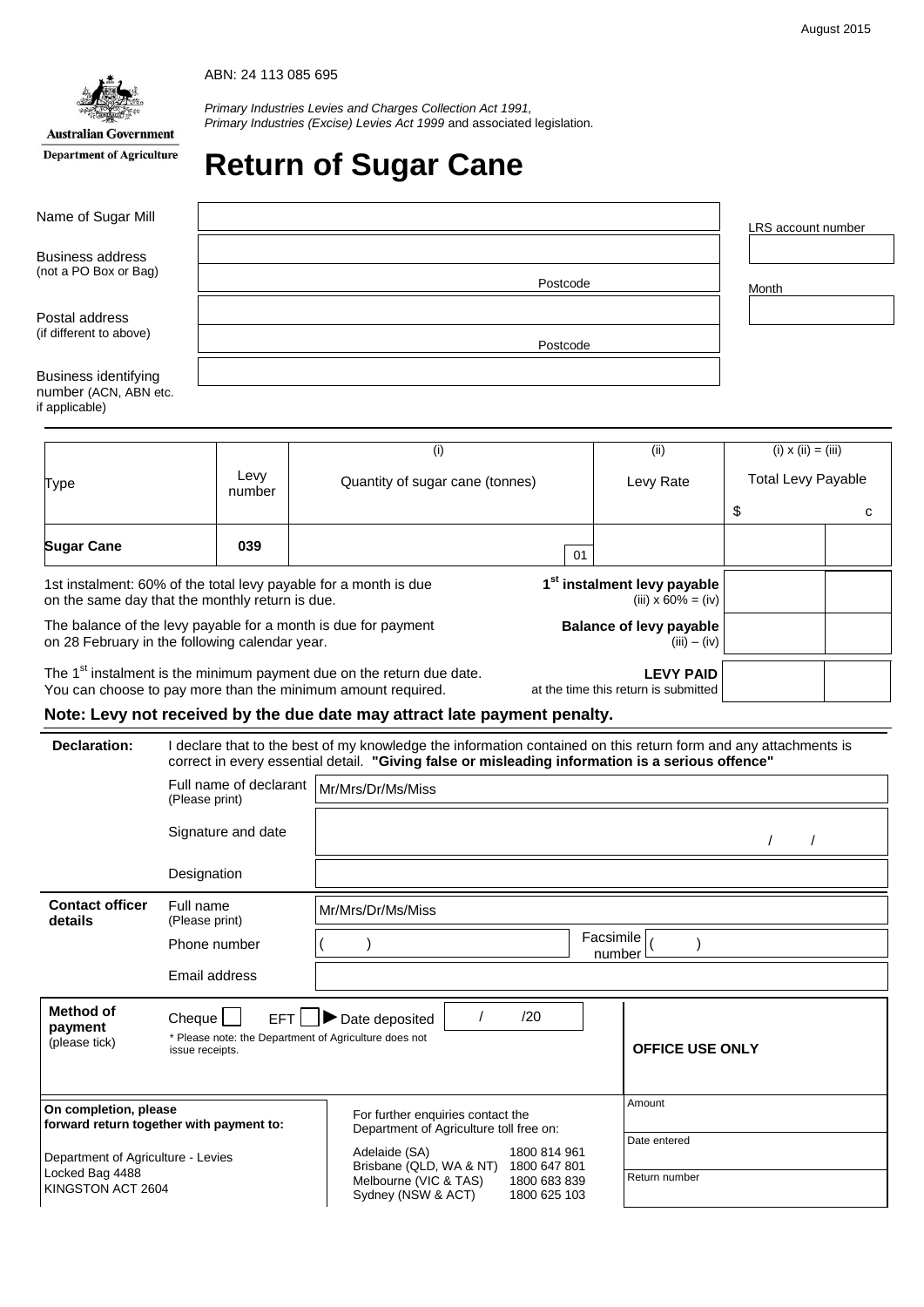August 2015

Australian Government
Department of Agriculture

ABN: 24 113 085 695

*Primary Industries Levies and Charges Collection Act 1991,*
*Primary Industries (Excise) Levies Act 1999* and associated legislation.

# Return of Sugar Cane

| | |
|---|---|
| Name of Sugar Mill | |
| Business address (not a PO Box or Bag) | |
| | Postcode |
| Postal address (if different to above) | |
| | Postcode |
| Business identifying number (ACN, ABN etc. if applicable) | |

LRS account number

Month

| Type | Levy number | (i) Quantity of sugar cane (tonnes) | (ii) Levy Rate | (i) x (ii) = (iii) Total Levy Payable $ | c |
|---|---|---|---|---|---|
| **Sugar Cane** | **039** | 01 | | | |

| | | | |
|---|---|---|---|
| 1st instalment: 60% of the total levy payable for a month is due on the same day that the monthly return is due. | **1st instalment levy payable** (iii) x 60% = (iv) | | |
| The balance of the levy payable for a month is due for payment on 28 February in the following calendar year. | **Balance of levy payable** (iii) – (iv) | | |
| The 1st instalment is the minimum payment due on the return due date. You can choose to pay more than the minimum amount required. | **LEVY PAID** at the time this return is submitted | | |

**Note: Levy not received by the due date may attract late payment penalty.**

**Declaration:** I declare that to the best of my knowledge the information contained on this return form and any attachments is correct in every essential detail. **"Giving false or misleading information is a serious offence"**

| | |
|---|---|
| Full name of declarant (Please print) | Mr/Mrs/Dr/Ms/Miss |
| Signature and date | / / |
| Designation | |

**Contact officer details**

| | | | |
|---|---|---|---|
| Full name (Please print) | Mr/Mrs/Dr/Ms/Miss | | |
| Phone number | ( ) | Facsimile number | ( ) |
| Email address | | | |

**Method of payment** (please tick)

Cheque ☐ EFT ☐ ► Date deposited / /20

\* Please note: the Department of Agriculture does not issue receipts.

**OFFICE USE ONLY**

| |
|---|
| Amount |
| Date entered |
| Return number |

**On completion, please forward return together with payment to:**

Department of Agriculture - Levies
Locked Bag 4488
KINGSTON ACT 2604

For further enquiries contact the Department of Agriculture toll free on:

| | |
|---|---|
| Adelaide (SA) | 1800 814 961 |
| Brisbane (QLD, WA & NT) | 1800 647 801 |
| Melbourne (VIC & TAS) | 1800 683 839 |
| Sydney (NSW & ACT) | 1800 625 103 |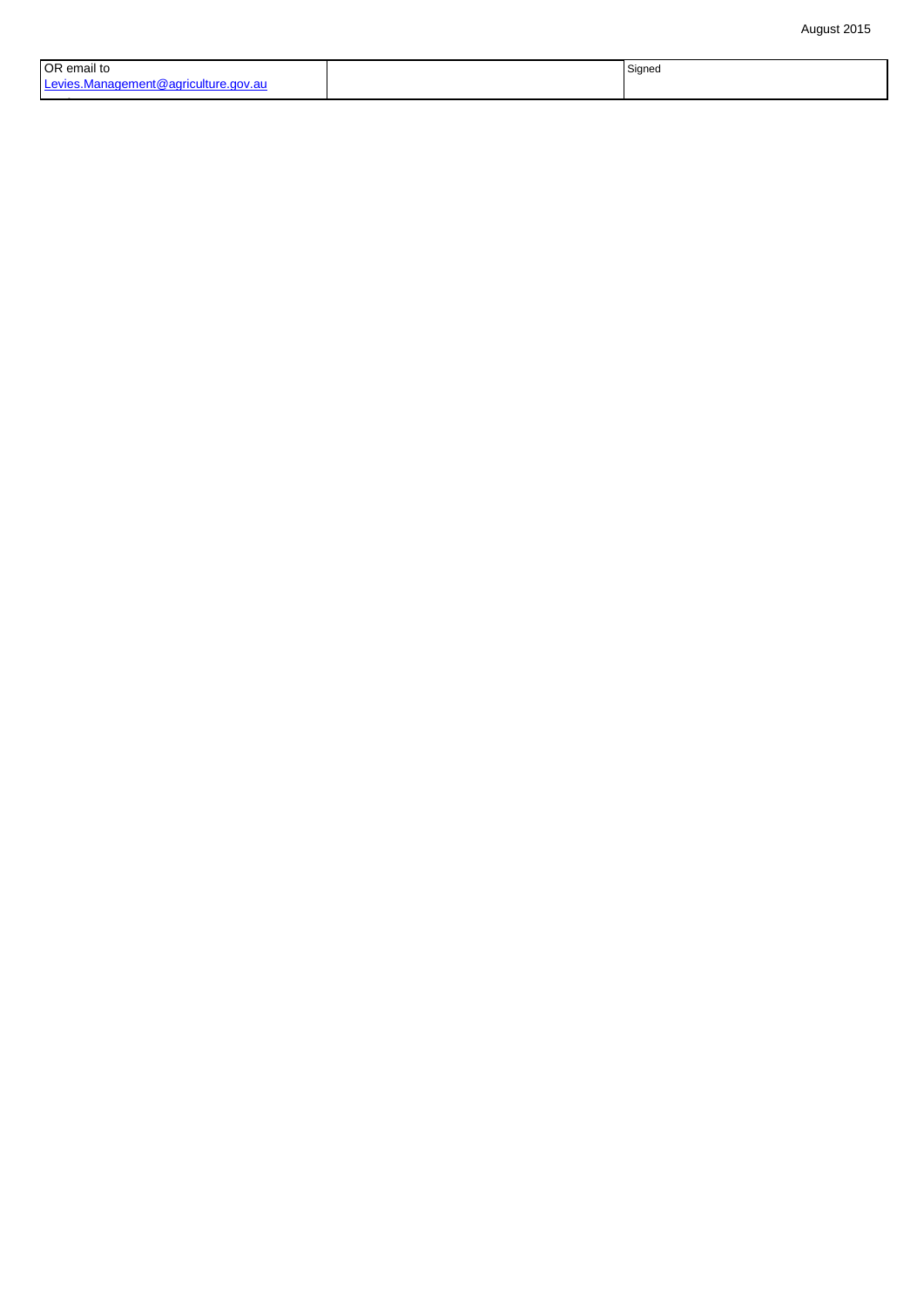| OR email to [Levies.Management@agriculture.gov.au](mailto:Levies.Management@agriculture.gov.au) | | Signed |
| --- | --- | --- |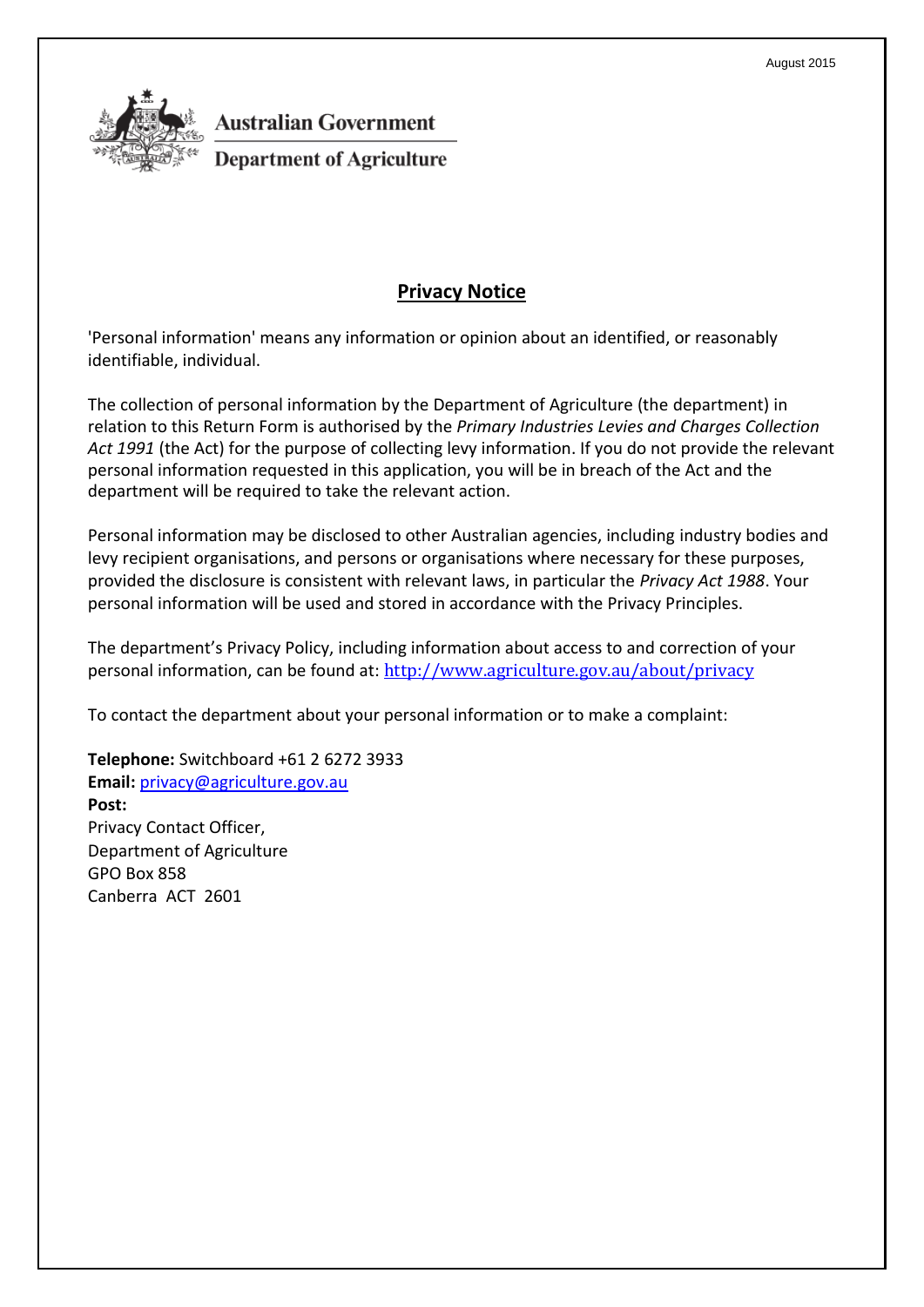August 2015

Australian Government

Department of Agriculture

## Privacy Notice

'Personal information' means any information or opinion about an identified, or reasonably identifiable, individual.

The collection of personal information by the Department of Agriculture (the department) in relation to this Return Form is authorised by the *Primary Industries Levies and Charges Collection Act 1991* (the Act) for the purpose of collecting levy information. If you do not provide the relevant personal information requested in this application, you will be in breach of the Act and the department will be required to take the relevant action.

Personal information may be disclosed to other Australian agencies, including industry bodies and levy recipient organisations, and persons or organisations where necessary for these purposes, provided the disclosure is consistent with relevant laws, in particular the *Privacy Act 1988*. Your personal information will be used and stored in accordance with the Privacy Principles.

The department's Privacy Policy, including information about access to and correction of your personal information, can be found at: [http://www.agriculture.gov.au/about/privacy](http://www.agriculture.gov.au/about/privacy)

To contact the department about your personal information or to make a complaint:

**Telephone:** Switchboard +61 2 6272 3933
**Email:** [privacy@agriculture.gov.au](mailto:privacy@agriculture.gov.au)
**Post:**
Privacy Contact Officer,
Department of Agriculture
GPO Box 858
Canberra ACT 2601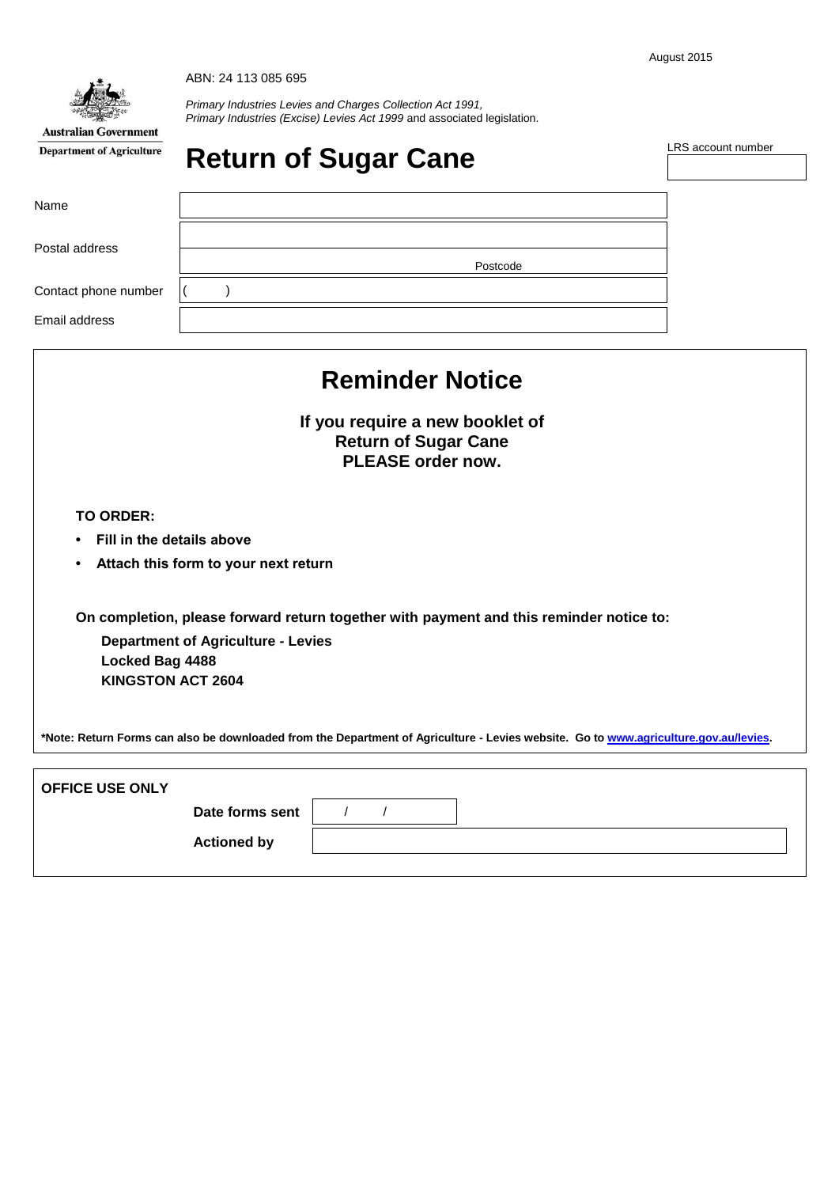August 2015

Australian Government
Department of Agriculture

ABN: 24 113 085 695

*Primary Industries Levies and Charges Collection Act 1991,*
*Primary Industries (Excise) Levies Act 1999* and associated legislation.

# Return of Sugar Cane

LRS account number

| | |
|---|---|
| Name | |
| Postal address | |
| | Postcode |
| Contact phone number | (    ) |
| Email address | |

## Reminder Notice

**If you require a new booklet of**
**Return of Sugar Cane**
**PLEASE order now.**

**TO ORDER:**

- **Fill in the details above**
- **Attach this form to your next return**

**On completion, please forward return together with payment and this reminder notice to:**

**Department of Agriculture - Levies**
**Locked Bag 4488**
**KINGSTON ACT 2604**

***Note: Return Forms can also be downloaded from the Department of Agriculture - Levies website. Go to www.agriculture.gov.au/levies.**

**OFFICE USE ONLY**

| | |
|---|---|
| **Date forms sent** | / / |
| **Actioned by** | |